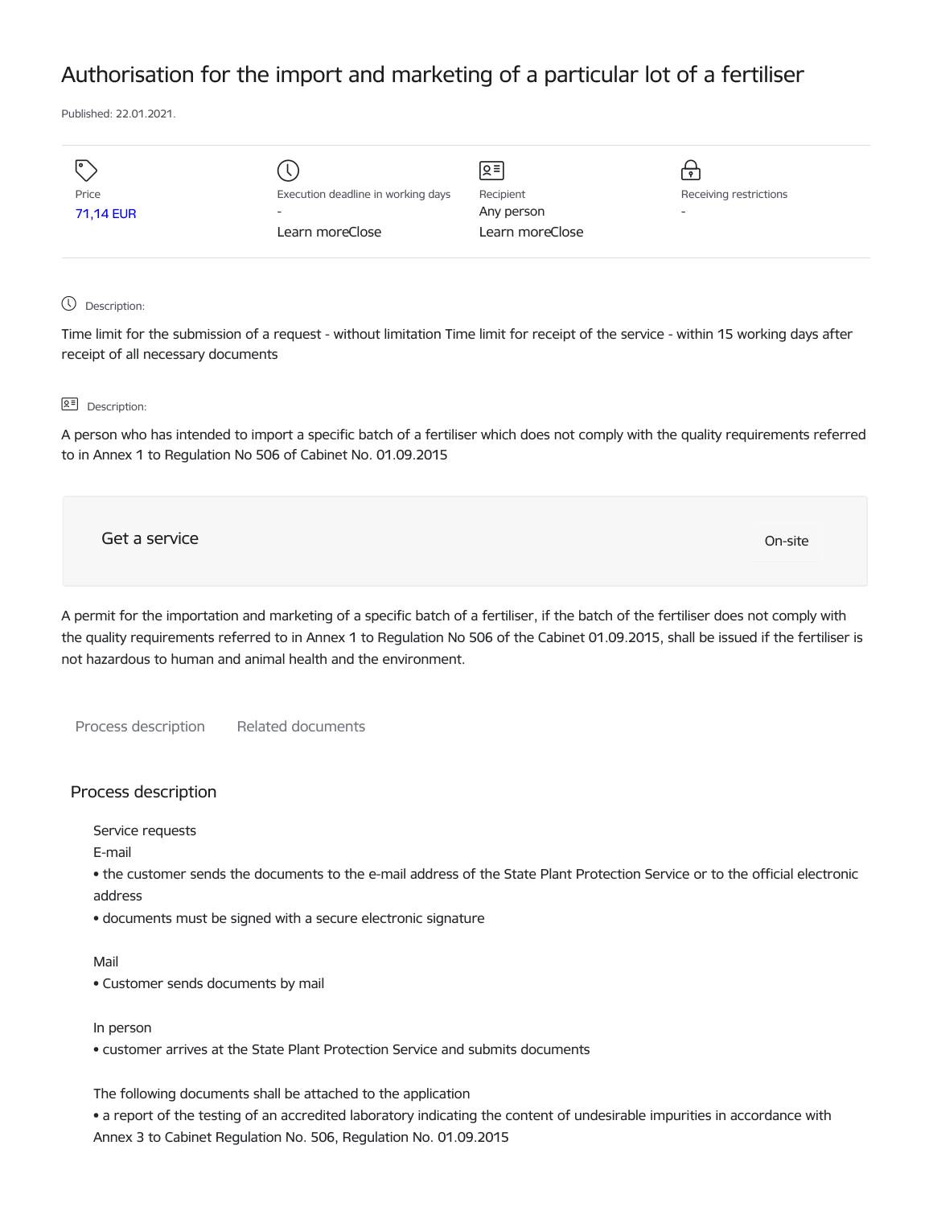# Authorisation for the import and marketing of a particular lot of a fertiliser

Published: 22.01.2021.

| Price | Execution deadline in working days | Recipient | Receiving restrictions |
| --- | --- | --- | --- |
| 71,14 EUR | - | Any person | - |
| | Learn moreClose | Learn moreClose | |

Description:

Time limit for the submission of a request - without limitation Time limit for receipt of the service - within 15 working days after receipt of all necessary documents

Description:

A person who has intended to import a specific batch of a fertiliser which does not comply with the quality requirements referred to in Annex 1 to Regulation No 506 of Cabinet No. 01.09.2015

Get a service

On-site

A permit for the importation and marketing of a specific batch of a fertiliser, if the batch of the fertiliser does not comply with the quality requirements referred to in Annex 1 to Regulation No 506 of the Cabinet 01.09.2015, shall be issued if the fertiliser is not hazardous to human and animal health and the environment.

Process description    Related documents

## Process description

Service requests

E-mail

- the customer sends the documents to the e-mail address of the State Plant Protection Service or to the official electronic address
- documents must be signed with a secure electronic signature

Mail

- Customer sends documents by mail

In person

- customer arrives at the State Plant Protection Service and submits documents

The following documents shall be attached to the application

- a report of the testing of an accredited laboratory indicating the content of undesirable impurities in accordance with Annex 3 to Cabinet Regulation No. 506, Regulation No. 01.09.2015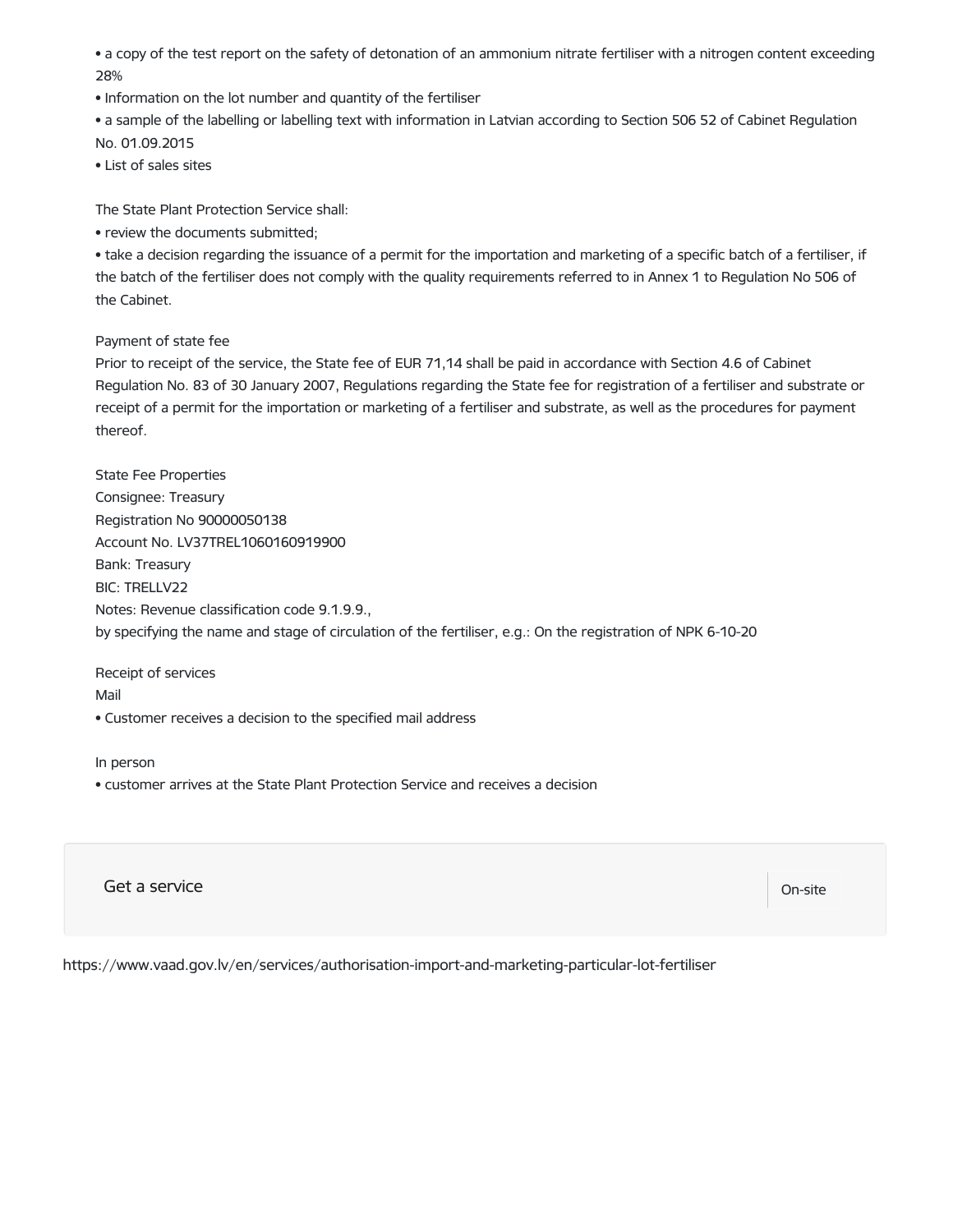- a copy of the test report on the safety of detonation of an ammonium nitrate fertiliser with a nitrogen content exceeding 28%
- Information on the lot number and quantity of the fertiliser
- a sample of the labelling or labelling text with information in Latvian according to Section 506 52 of Cabinet Regulation No. 01.09.2015
- List of sales sites

The State Plant Protection Service shall:

- review the documents submitted;
- take a decision regarding the issuance of a permit for the importation and marketing of a specific batch of a fertiliser, if the batch of the fertiliser does not comply with the quality requirements referred to in Annex 1 to Regulation No 506 of the Cabinet.

Payment of state fee

Prior to receipt of the service, the State fee of EUR 71,14 shall be paid in accordance with Section 4.6 of Cabinet Regulation No. 83 of 30 January 2007, Regulations regarding the State fee for registration of a fertiliser and substrate or receipt of a permit for the importation or marketing of a fertiliser and substrate, as well as the procedures for payment thereof.

State Fee Properties
Consignee: Treasury
Registration No 90000050138
Account No. LV37TREL1060160919900
Bank: Treasury
BIC: TRELLV22
Notes: Revenue classification code 9.1.9.9.,
by specifying the name and stage of circulation of the fertiliser, e.g.: On the registration of NPK 6-10-20

Receipt of services

Mail

- Customer receives a decision to the specified mail address

In person

- customer arrives at the State Plant Protection Service and receives a decision

Get a service | On-site

https://www.vaad.gov.lv/en/services/authorisation-import-and-marketing-particular-lot-fertiliser